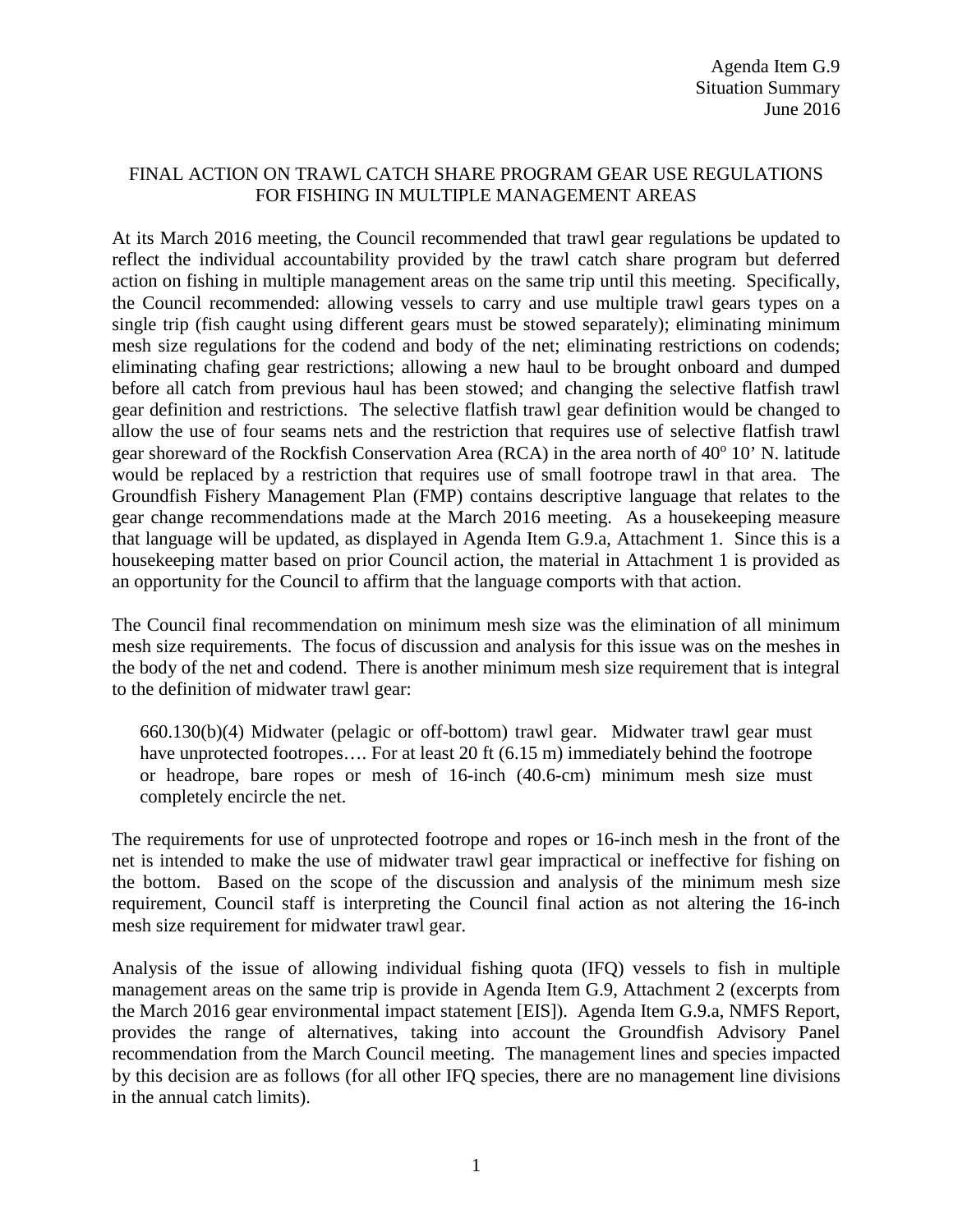Agenda Item G.9
Situation Summary
June 2016

# FINAL ACTION ON TRAWL CATCH SHARE PROGRAM GEAR USE REGULATIONS FOR FISHING IN MULTIPLE MANAGEMENT AREAS

At its March 2016 meeting, the Council recommended that trawl gear regulations be updated to reflect the individual accountability provided by the trawl catch share program but deferred action on fishing in multiple management areas on the same trip until this meeting. Specifically, the Council recommended: allowing vessels to carry and use multiple trawl gears types on a single trip (fish caught using different gears must be stowed separately); eliminating minimum mesh size regulations for the codend and body of the net; eliminating restrictions on codends; eliminating chafing gear restrictions; allowing a new haul to be brought onboard and dumped before all catch from previous haul has been stowed; and changing the selective flatfish trawl gear definition and restrictions. The selective flatfish trawl gear definition would be changed to allow the use of four seams nets and the restriction that requires use of selective flatfish trawl gear shoreward of the Rockfish Conservation Area (RCA) in the area north of 40° 10' N. latitude would be replaced by a restriction that requires use of small footrope trawl in that area. The Groundfish Fishery Management Plan (FMP) contains descriptive language that relates to the gear change recommendations made at the March 2016 meeting. As a housekeeping measure that language will be updated, as displayed in Agenda Item G.9.a, Attachment 1. Since this is a housekeeping matter based on prior Council action, the material in Attachment 1 is provided as an opportunity for the Council to affirm that the language comports with that action.

The Council final recommendation on minimum mesh size was the elimination of all minimum mesh size requirements. The focus of discussion and analysis for this issue was on the meshes in the body of the net and codend. There is another minimum mesh size requirement that is integral to the definition of midwater trawl gear:

> 660.130(b)(4) Midwater (pelagic or off-bottom) trawl gear. Midwater trawl gear must have unprotected footropes…. For at least 20 ft (6.15 m) immediately behind the footrope or headrope, bare ropes or mesh of 16-inch (40.6-cm) minimum mesh size must completely encircle the net.

The requirements for use of unprotected footrope and ropes or 16-inch mesh in the front of the net is intended to make the use of midwater trawl gear impractical or ineffective for fishing on the bottom. Based on the scope of the discussion and analysis of the minimum mesh size requirement, Council staff is interpreting the Council final action as not altering the 16-inch mesh size requirement for midwater trawl gear.

Analysis of the issue of allowing individual fishing quota (IFQ) vessels to fish in multiple management areas on the same trip is provide in Agenda Item G.9, Attachment 2 (excerpts from the March 2016 gear environmental impact statement [EIS]). Agenda Item G.9.a, NMFS Report, provides the range of alternatives, taking into account the Groundfish Advisory Panel recommendation from the March Council meeting. The management lines and species impacted by this decision are as follows (for all other IFQ species, there are no management line divisions in the annual catch limits).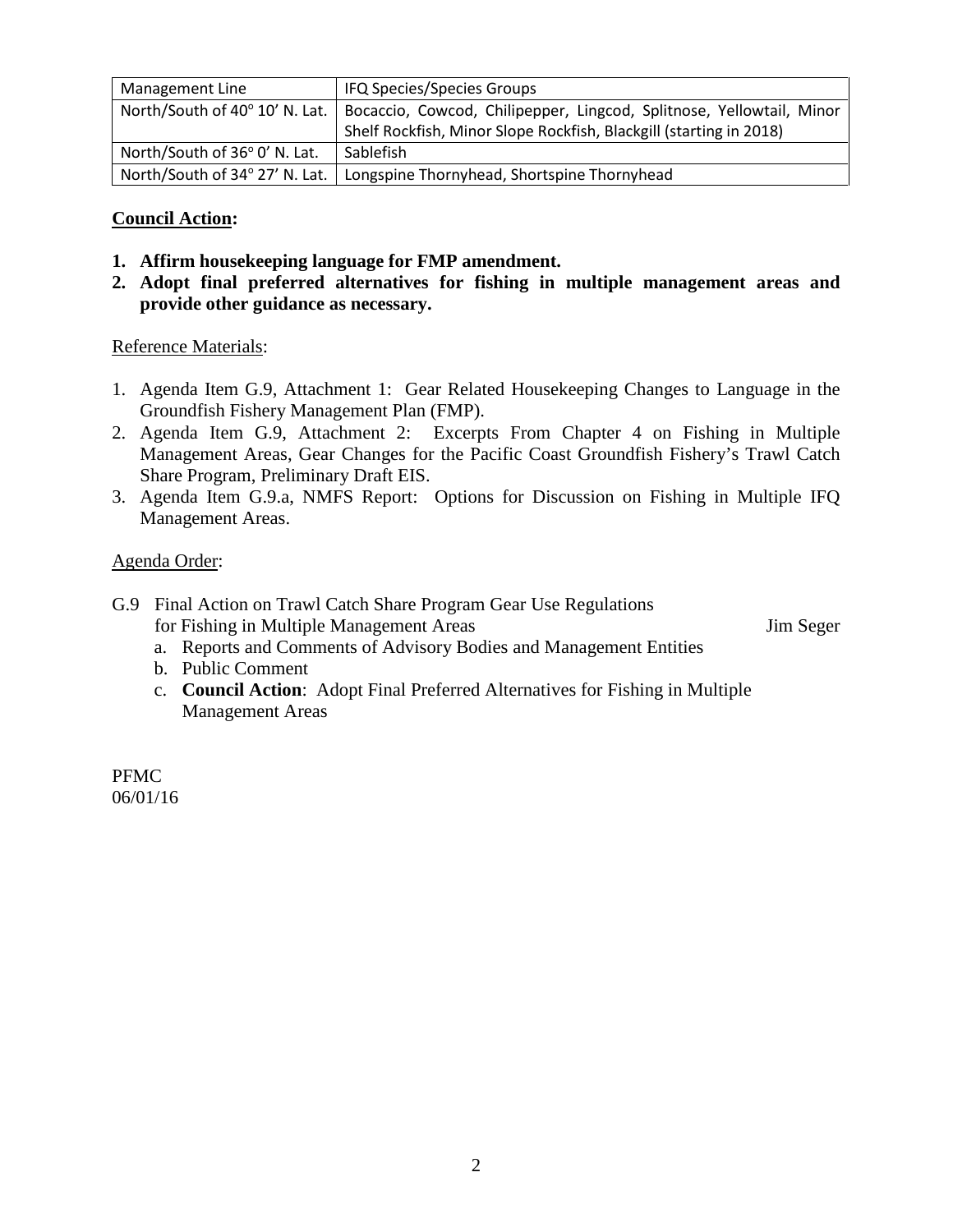| Management Line | IFQ Species/Species Groups |
|---|---|
| North/South of 40° 10′ N. Lat. | Bocaccio, Cowcod, Chilipepper, Lingcod, Splitnose, Yellowtail, Minor Shelf Rockfish, Minor Slope Rockfish, Blackgill (starting in 2018) |
| North/South of 36° 0′ N. Lat. | Sablefish |
| North/South of 34° 27′ N. Lat. | Longspine Thornyhead, Shortspine Thornyhead |

**Council Action:**

1. **Affirm housekeeping language for FMP amendment.**
2. **Adopt final preferred alternatives for fishing in multiple management areas and provide other guidance as necessary.**

Reference Materials:

1. Agenda Item G.9, Attachment 1: Gear Related Housekeeping Changes to Language in the Groundfish Fishery Management Plan (FMP).
2. Agenda Item G.9, Attachment 2: Excerpts From Chapter 4 on Fishing in Multiple Management Areas, Gear Changes for the Pacific Coast Groundfish Fishery's Trawl Catch Share Program, Preliminary Draft EIS.
3. Agenda Item G.9.a, NMFS Report: Options for Discussion on Fishing in Multiple IFQ Management Areas.

Agenda Order:

G.9 Final Action on Trawl Catch Share Program Gear Use Regulations for Fishing in Multiple Management Areas — Jim Seger
   a. Reports and Comments of Advisory Bodies and Management Entities
   b. Public Comment
   c. **Council Action**: Adopt Final Preferred Alternatives for Fishing in Multiple Management Areas

PFMC
06/01/16